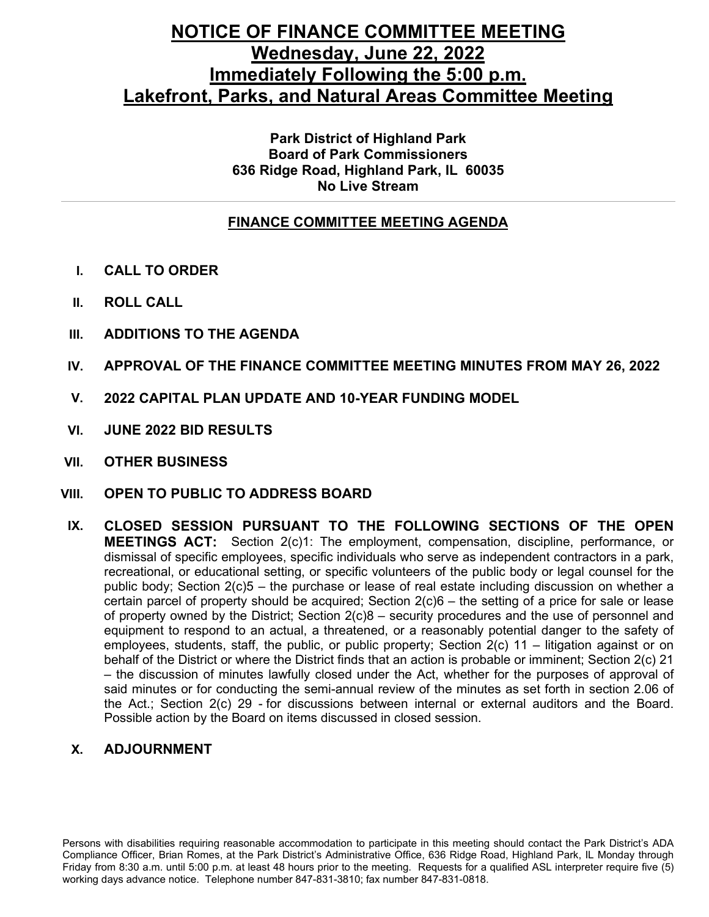# NOTICE OF FINANCE COMMITTEE MEETING
# Wednesday, June 22, 2022
# Immediately Following the 5:00 p.m.
# Lakefront, Parks, and Natural Areas Committee Meeting

**Park District of Highland Park**
**Board of Park Commissioners**
**636 Ridge Road, Highland Park, IL 60035**
**No Live Stream**

---

## FINANCE COMMITTEE MEETING AGENDA

I. **CALL TO ORDER**

II. **ROLL CALL**

III. **ADDITIONS TO THE AGENDA**

IV. **APPROVAL OF THE FINANCE COMMITTEE MEETING MINUTES FROM MAY 26, 2022**

V. **2022 CAPITAL PLAN UPDATE AND 10-YEAR FUNDING MODEL**

VI. **JUNE 2022 BID RESULTS**

VII. **OTHER BUSINESS**

VIII. **OPEN TO PUBLIC TO ADDRESS BOARD**

IX. **CLOSED SESSION PURSUANT TO THE FOLLOWING SECTIONS OF THE OPEN MEETINGS ACT:** Section 2(c)1: The employment, compensation, discipline, performance, or dismissal of specific employees, specific individuals who serve as independent contractors in a park, recreational, or educational setting, or specific volunteers of the public body or legal counsel for the public body; Section 2(c)5 – the purchase or lease of real estate including discussion on whether a certain parcel of property should be acquired; Section 2(c)6 – the setting of a price for sale or lease of property owned by the District; Section 2(c)8 – security procedures and the use of personnel and equipment to respond to an actual, a threatened, or a reasonably potential danger to the safety of employees, students, staff, the public, or public property; Section 2(c) 11 – litigation against or on behalf of the District or where the District finds that an action is probable or imminent; Section 2(c) 21 – the discussion of minutes lawfully closed under the Act, whether for the purposes of approval of said minutes or for conducting the semi-annual review of the minutes as set forth in section 2.06 of the Act.; Section 2(c) 29 - for discussions between internal or external auditors and the Board. Possible action by the Board on items discussed in closed session.

X. **ADJOURNMENT**

Persons with disabilities requiring reasonable accommodation to participate in this meeting should contact the Park District's ADA Compliance Officer, Brian Romes, at the Park District's Administrative Office, 636 Ridge Road, Highland Park, IL Monday through Friday from 8:30 a.m. until 5:00 p.m. at least 48 hours prior to the meeting. Requests for a qualified ASL interpreter require five (5) working days advance notice. Telephone number 847-831-3810; fax number 847-831-0818.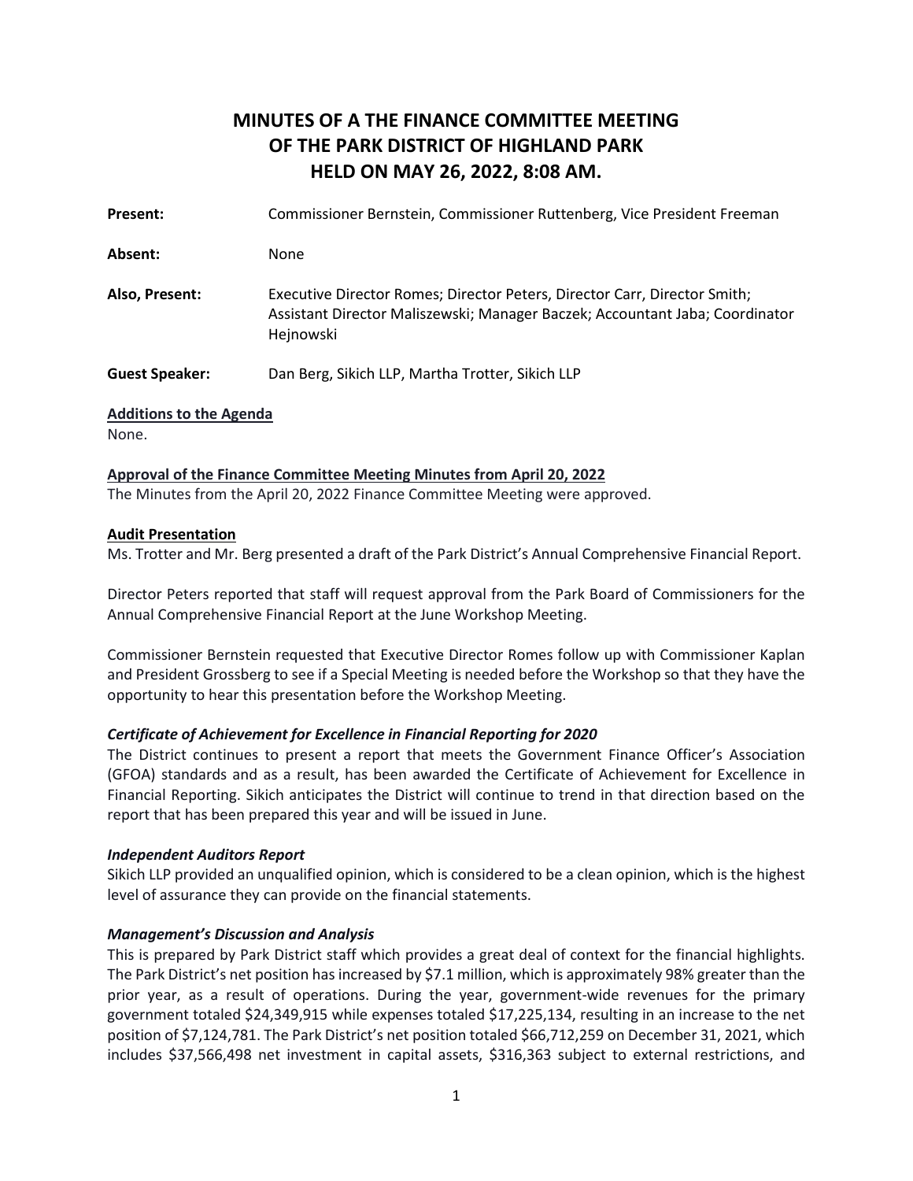# MINUTES OF A THE FINANCE COMMITTEE MEETING OF THE PARK DISTRICT OF HIGHLAND PARK HELD ON MAY 26, 2022, 8:08 AM.

| | |
|---|---|
| **Present:** | Commissioner Bernstein, Commissioner Ruttenberg, Vice President Freeman |
| **Absent:** | None |
| **Also, Present:** | Executive Director Romes; Director Peters, Director Carr, Director Smith; Assistant Director Maliszewski; Manager Baczek; Accountant Jaba; Coordinator Hejnowski |
| **Guest Speaker:** | Dan Berg, Sikich LLP, Martha Trotter, Sikich LLP |

**Additions to the Agenda**

None.

**Approval of the Finance Committee Meeting Minutes from April 20, 2022**

The Minutes from the April 20, 2022 Finance Committee Meeting were approved.

**Audit Presentation**

Ms. Trotter and Mr. Berg presented a draft of the Park District's Annual Comprehensive Financial Report.

Director Peters reported that staff will request approval from the Park Board of Commissioners for the Annual Comprehensive Financial Report at the June Workshop Meeting.

Commissioner Bernstein requested that Executive Director Romes follow up with Commissioner Kaplan and President Grossberg to see if a Special Meeting is needed before the Workshop so that they have the opportunity to hear this presentation before the Workshop Meeting.

***Certificate of Achievement for Excellence in Financial Reporting for 2020***

The District continues to present a report that meets the Government Finance Officer's Association (GFOA) standards and as a result, has been awarded the Certificate of Achievement for Excellence in Financial Reporting. Sikich anticipates the District will continue to trend in that direction based on the report that has been prepared this year and will be issued in June.

***Independent Auditors Report***

Sikich LLP provided an unqualified opinion, which is considered to be a clean opinion, which is the highest level of assurance they can provide on the financial statements.

***Management's Discussion and Analysis***

This is prepared by Park District staff which provides a great deal of context for the financial highlights. The Park District's net position has increased by $7.1 million, which is approximately 98% greater than the prior year, as a result of operations. During the year, government-wide revenues for the primary government totaled $24,349,915 while expenses totaled $17,225,134, resulting in an increase to the net position of $7,124,781. The Park District's net position totaled $66,712,259 on December 31, 2021, which includes $37,566,498 net investment in capital assets, $316,363 subject to external restrictions, and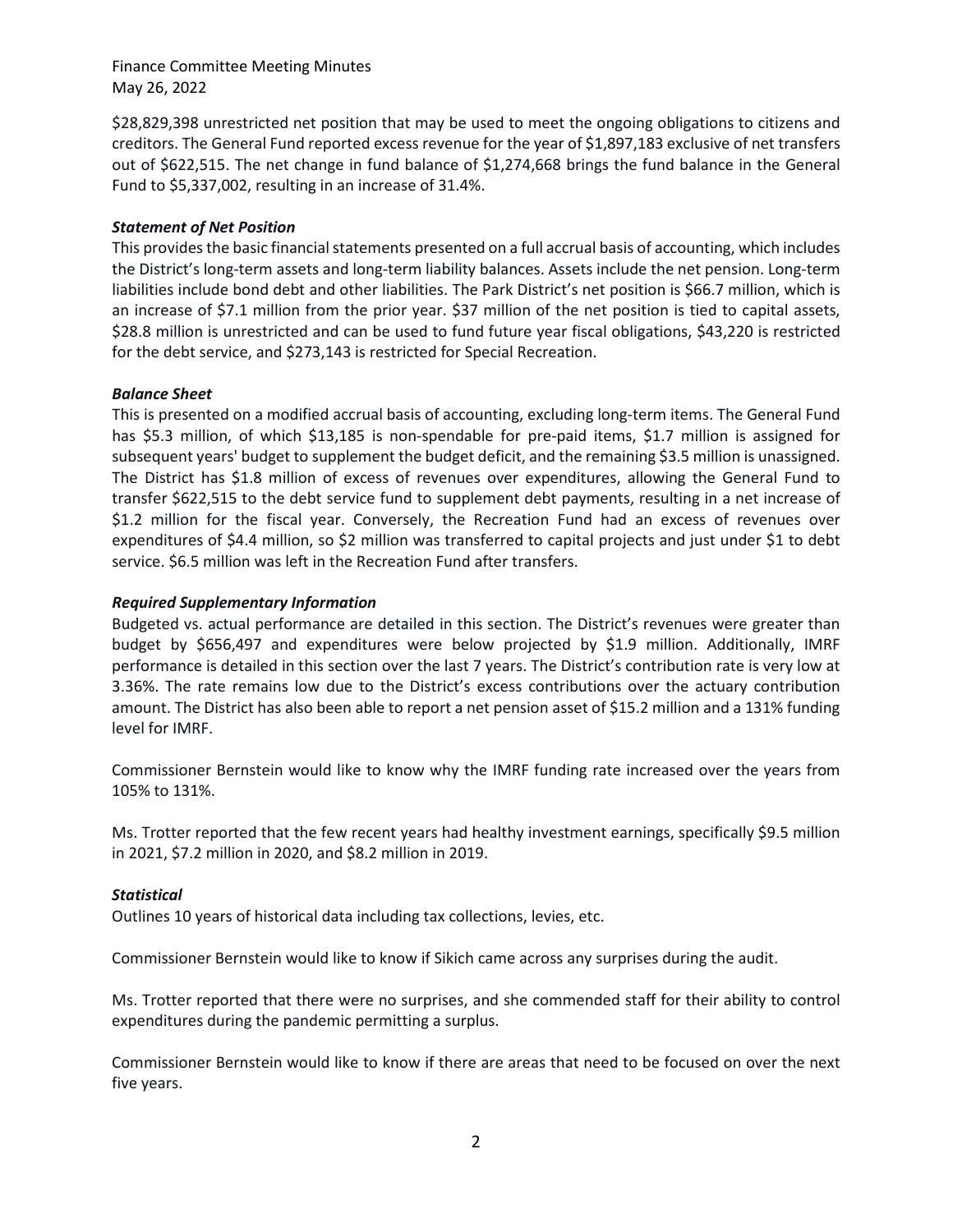$28,829,398 unrestricted net position that may be used to meet the ongoing obligations to citizens and creditors. The General Fund reported excess revenue for the year of $1,897,183 exclusive of net transfers out of $622,515. The net change in fund balance of $1,274,668 brings the fund balance in the General Fund to $5,337,002, resulting in an increase of 31.4%.

***Statement of Net Position***

This provides the basic financial statements presented on a full accrual basis of accounting, which includes the District's long-term assets and long-term liability balances. Assets include the net pension. Long-term liabilities include bond debt and other liabilities. The Park District's net position is $66.7 million, which is an increase of $7.1 million from the prior year. $37 million of the net position is tied to capital assets, $28.8 million is unrestricted and can be used to fund future year fiscal obligations, $43,220 is restricted for the debt service, and $273,143 is restricted for Special Recreation.

***Balance Sheet***

This is presented on a modified accrual basis of accounting, excluding long-term items. The General Fund has $5.3 million, of which $13,185 is non-spendable for pre-paid items, $1.7 million is assigned for subsequent years' budget to supplement the budget deficit, and the remaining $3.5 million is unassigned. The District has $1.8 million of excess of revenues over expenditures, allowing the General Fund to transfer $622,515 to the debt service fund to supplement debt payments, resulting in a net increase of $1.2 million for the fiscal year. Conversely, the Recreation Fund had an excess of revenues over expenditures of $4.4 million, so $2 million was transferred to capital projects and just under $1 to debt service. $6.5 million was left in the Recreation Fund after transfers.

***Required Supplementary Information***

Budgeted vs. actual performance are detailed in this section. The District's revenues were greater than budget by $656,497 and expenditures were below projected by $1.9 million. Additionally, IMRF performance is detailed in this section over the last 7 years. The District's contribution rate is very low at 3.36%. The rate remains low due to the District's excess contributions over the actuary contribution amount. The District has also been able to report a net pension asset of $15.2 million and a 131% funding level for IMRF.

Commissioner Bernstein would like to know why the IMRF funding rate increased over the years from 105% to 131%.

Ms. Trotter reported that the few recent years had healthy investment earnings, specifically $9.5 million in 2021, $7.2 million in 2020, and $8.2 million in 2019.

***Statistical***

Outlines 10 years of historical data including tax collections, levies, etc.

Commissioner Bernstein would like to know if Sikich came across any surprises during the audit.

Ms. Trotter reported that there were no surprises, and she commended staff for their ability to control expenditures during the pandemic permitting a surplus.

Commissioner Bernstein would like to know if there are areas that need to be focused on over the next five years.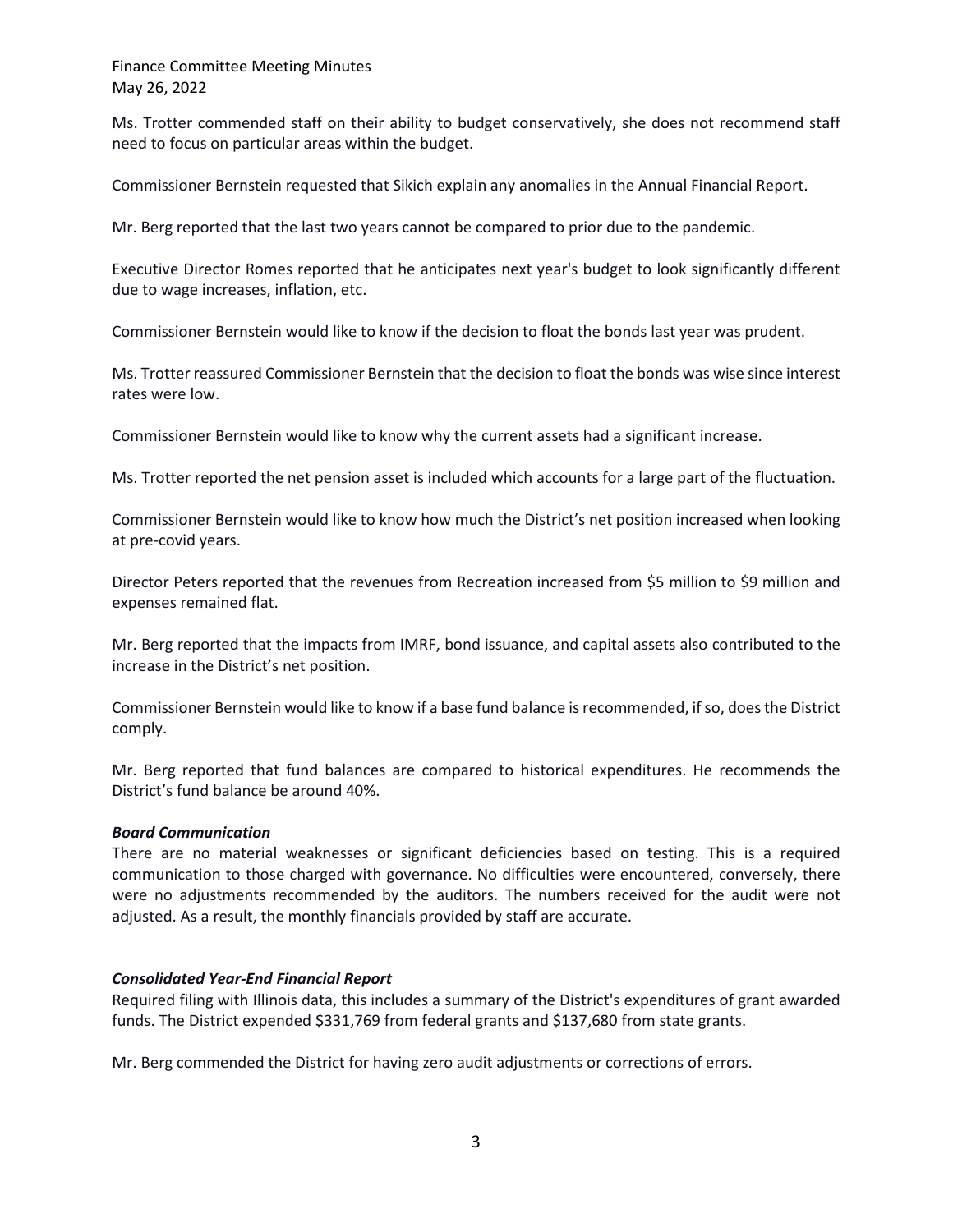Ms. Trotter commended staff on their ability to budget conservatively, she does not recommend staff need to focus on particular areas within the budget.

Commissioner Bernstein requested that Sikich explain any anomalies in the Annual Financial Report.

Mr. Berg reported that the last two years cannot be compared to prior due to the pandemic.

Executive Director Romes reported that he anticipates next year's budget to look significantly different due to wage increases, inflation, etc.

Commissioner Bernstein would like to know if the decision to float the bonds last year was prudent.

Ms. Trotter reassured Commissioner Bernstein that the decision to float the bonds was wise since interest rates were low.

Commissioner Bernstein would like to know why the current assets had a significant increase.

Ms. Trotter reported the net pension asset is included which accounts for a large part of the fluctuation.

Commissioner Bernstein would like to know how much the District's net position increased when looking at pre-covid years.

Director Peters reported that the revenues from Recreation increased from $5 million to $9 million and expenses remained flat.

Mr. Berg reported that the impacts from IMRF, bond issuance, and capital assets also contributed to the increase in the District's net position.

Commissioner Bernstein would like to know if a base fund balance is recommended, if so, does the District comply.

Mr. Berg reported that fund balances are compared to historical expenditures. He recommends the District's fund balance be around 40%.

***Board Communication***
There are no material weaknesses or significant deficiencies based on testing. This is a required communication to those charged with governance. No difficulties were encountered, conversely, there were no adjustments recommended by the auditors. The numbers received for the audit were not adjusted. As a result, the monthly financials provided by staff are accurate.

***Consolidated Year-End Financial Report***
Required filing with Illinois data, this includes a summary of the District's expenditures of grant awarded funds. The District expended $331,769 from federal grants and $137,680 from state grants.

Mr. Berg commended the District for having zero audit adjustments or corrections of errors.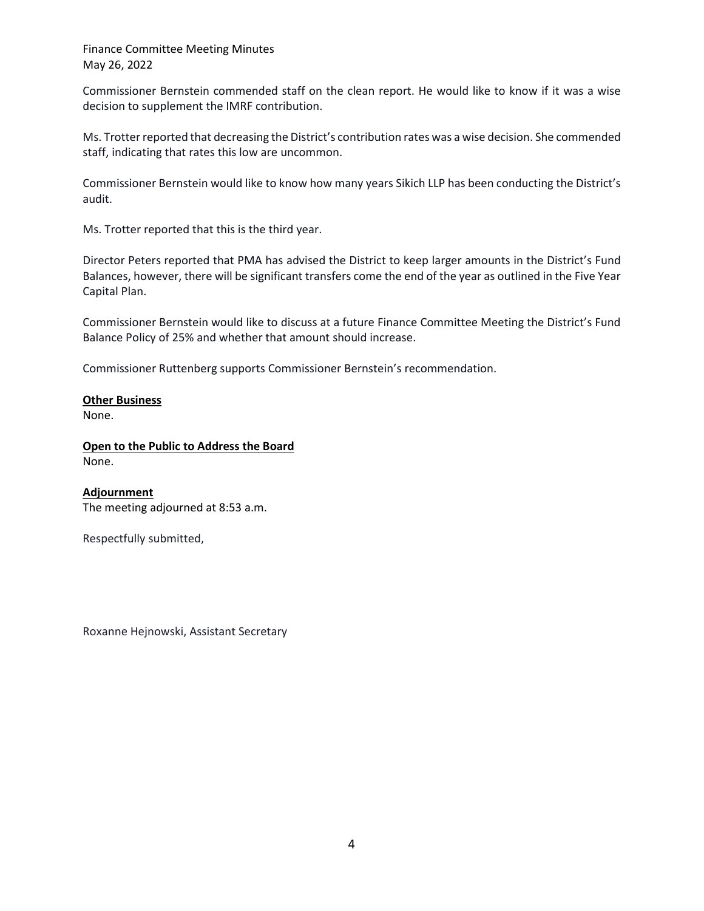Commissioner Bernstein commended staff on the clean report. He would like to know if it was a wise decision to supplement the IMRF contribution.

Ms. Trotter reported that decreasing the District's contribution rates was a wise decision. She commended staff, indicating that rates this low are uncommon.

Commissioner Bernstein would like to know how many years Sikich LLP has been conducting the District's audit.

Ms. Trotter reported that this is the third year.

Director Peters reported that PMA has advised the District to keep larger amounts in the District's Fund Balances, however, there will be significant transfers come the end of the year as outlined in the Five Year Capital Plan.

Commissioner Bernstein would like to discuss at a future Finance Committee Meeting the District's Fund Balance Policy of 25% and whether that amount should increase.

Commissioner Ruttenberg supports Commissioner Bernstein's recommendation.

**Other Business**
None.

**Open to the Public to Address the Board**
None.

**Adjournment**
The meeting adjourned at 8:53 a.m.

Respectfully submitted,

Roxanne Hejnowski, Assistant Secretary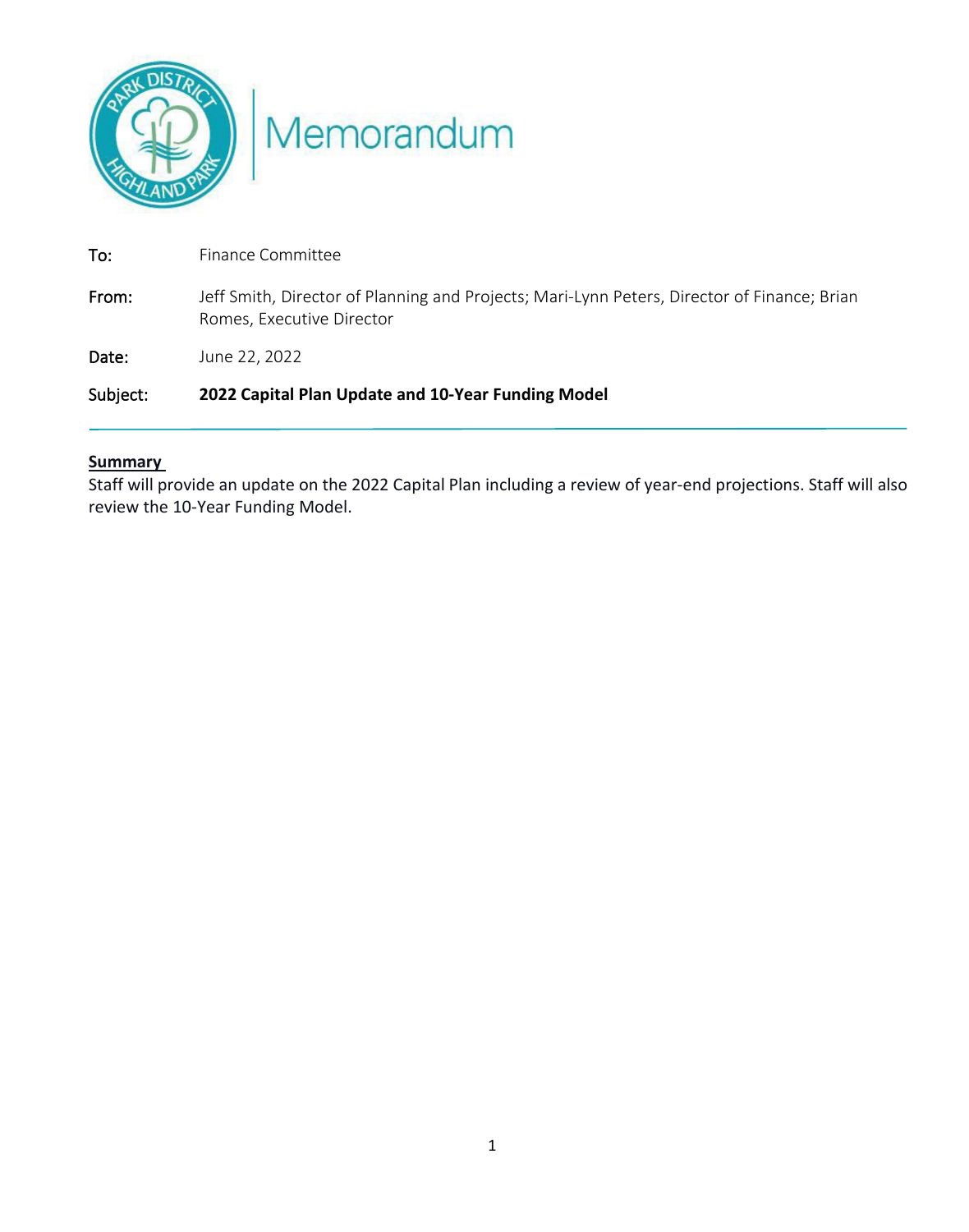# Memorandum

| | |
|---|---|
| To: | Finance Committee |
| From: | Jeff Smith, Director of Planning and Projects; Mari-Lynn Peters, Director of Finance; Brian Romes, Executive Director |
| Date: | June 22, 2022 |
| Subject: | **2022 Capital Plan Update and 10-Year Funding Model** |

**Summary**

Staff will provide an update on the 2022 Capital Plan including a review of year-end projections. Staff will also review the 10-Year Funding Model.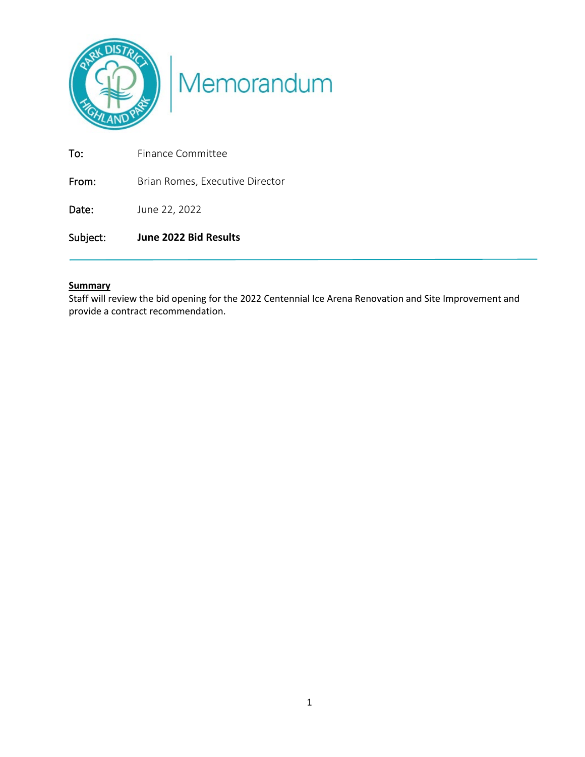# Memorandum

**To:** Finance Committee

**From:** Brian Romes, Executive Director

**Date:** June 22, 2022

**Subject:** **June 2022 Bid Results**

---

**Summary**

Staff will review the bid opening for the 2022 Centennial Ice Arena Renovation and Site Improvement and provide a contract recommendation.